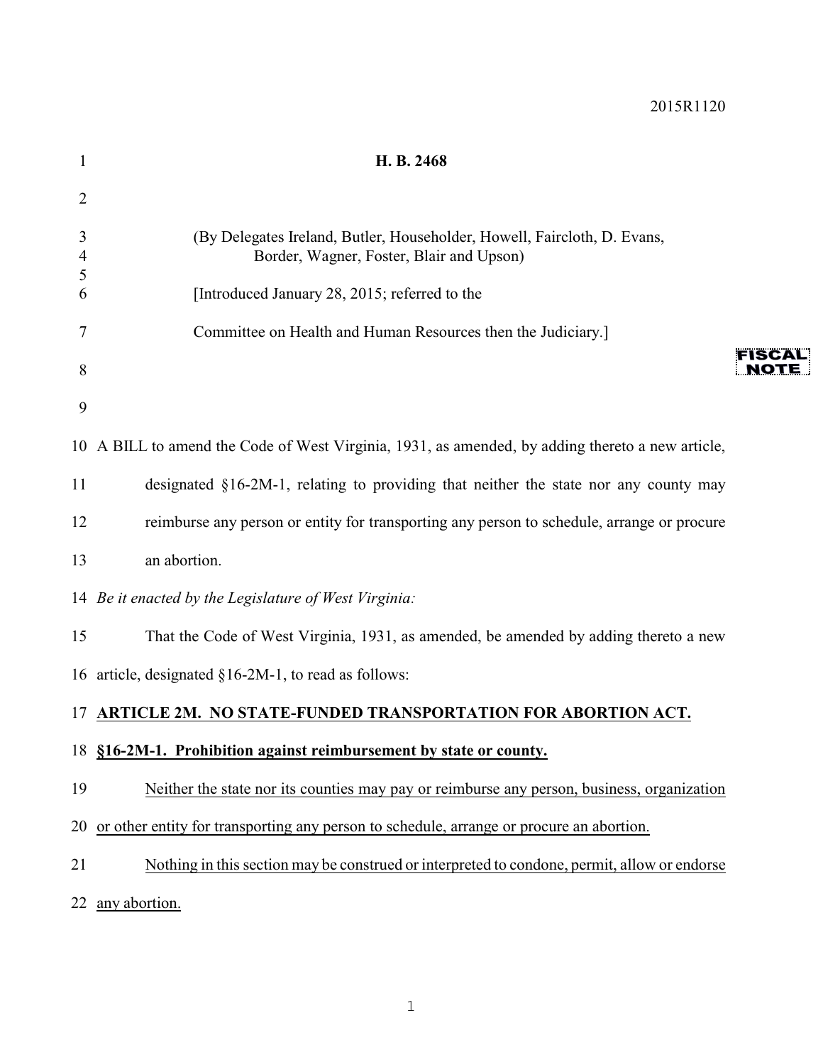2015R1120

# H. B. 2468

(By Delegates Ireland, Butler, Householder, Howell, Faircloth, D. Evans, Border, Wagner, Foster, Blair and Upson)

[Introduced January 28, 2015; referred to the

Committee on Health and Human Resources then the Judiciary.]

FISCAL NOTE

A BILL to amend the Code of West Virginia, 1931, as amended, by adding thereto a new article, designated §16-2M-1, relating to providing that neither the state nor any county may reimburse any person or entity for transporting any person to schedule, arrange or procure an abortion.

*Be it enacted by the Legislature of West Virginia:*

That the Code of West Virginia, 1931, as amended, be amended by adding thereto a new article, designated §16-2M-1, to read as follows:

## ARTICLE 2M. NO STATE-FUNDED TRANSPORTATION FOR ABORTION ACT.

### §16-2M-1. Prohibition against reimbursement by state or county.

Neither the state nor its counties may pay or reimburse any person, business, organization or other entity for transporting any person to schedule, arrange or procure an abortion.

Nothing in this section may be construed or interpreted to condone, permit, allow or endorse any abortion.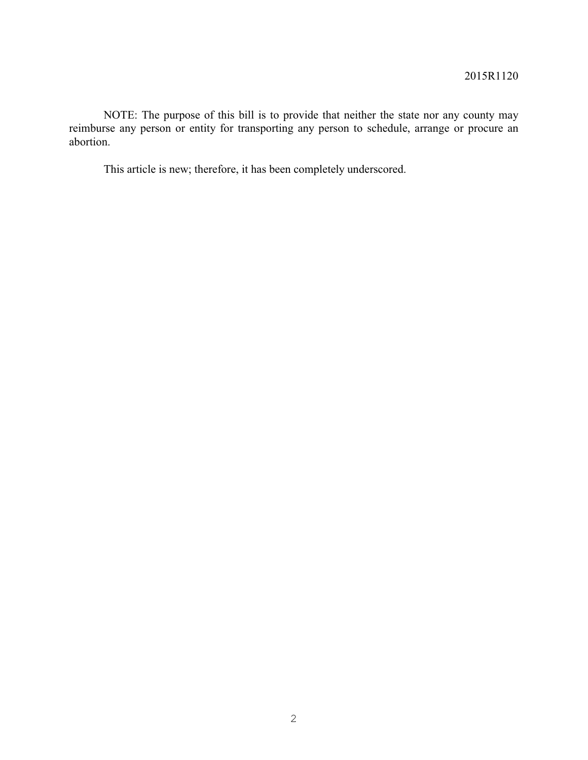NOTE: The purpose of this bill is to provide that neither the state nor any county may reimburse any person or entity for transporting any person to schedule, arrange or procure an abortion.

This article is new; therefore, it has been completely underscored.